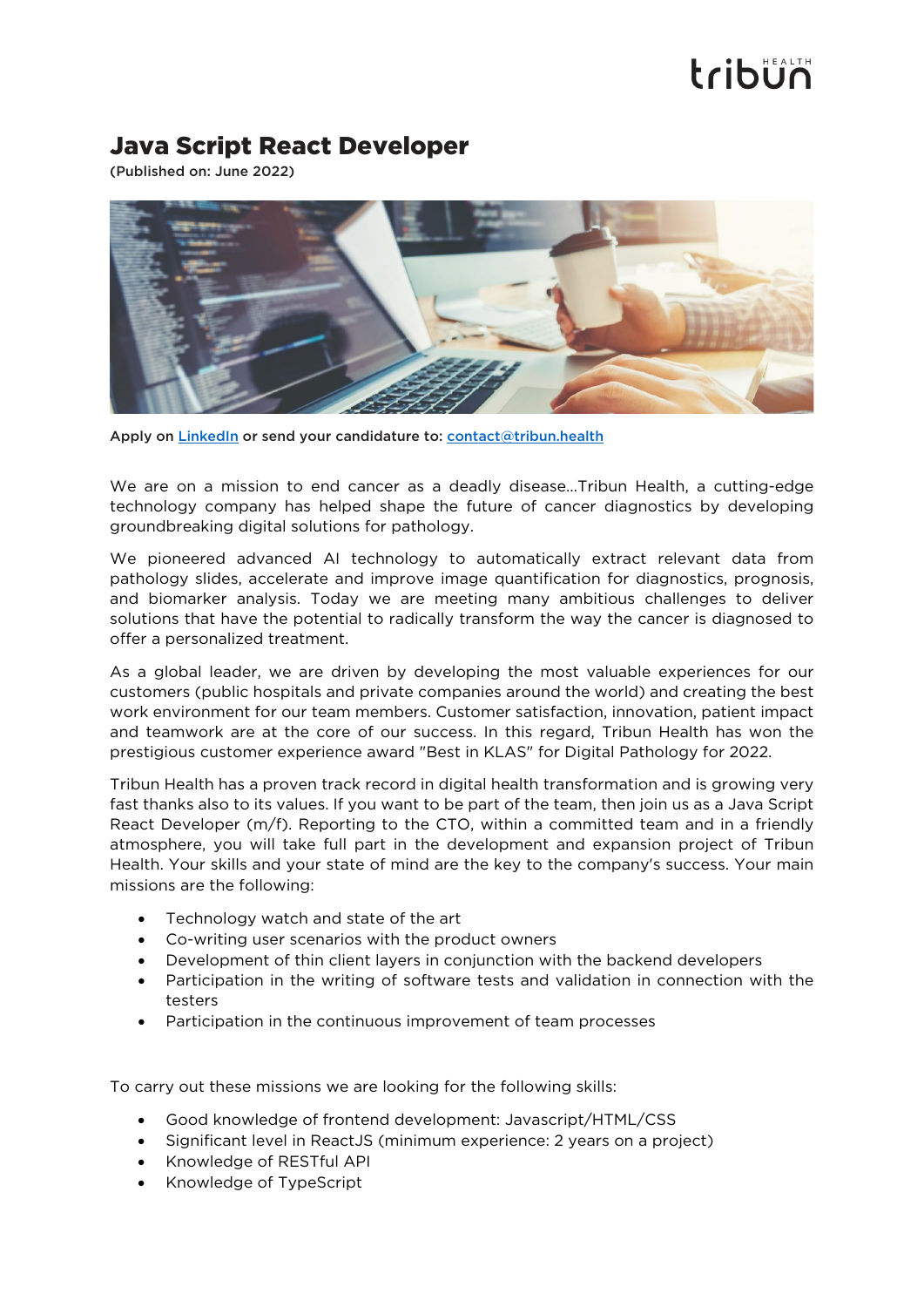# Java Script React Developer

**(Published on: June 2022)**

**Apply on [LinkedIn](LinkedIn) or send your candidature to: [contact@tribun.health](mailto:contact@tribun.health)**

We are on a mission to end cancer as a deadly disease…Tribun Health, a cutting-edge technology company has helped shape the future of cancer diagnostics by developing groundbreaking digital solutions for pathology.

We pioneered advanced AI technology to automatically extract relevant data from pathology slides, accelerate and improve image quantification for diagnostics, prognosis, and biomarker analysis. Today we are meeting many ambitious challenges to deliver solutions that have the potential to radically transform the way the cancer is diagnosed to offer a personalized treatment.

As a global leader, we are driven by developing the most valuable experiences for our customers (public hospitals and private companies around the world) and creating the best work environment for our team members. Customer satisfaction, innovation, patient impact and teamwork are at the core of our success. In this regard, Tribun Health has won the prestigious customer experience award "Best in KLAS" for Digital Pathology for 2022.

Tribun Health has a proven track record in digital health transformation and is growing very fast thanks also to its values. If you want to be part of the team, then join us as a Java Script React Developer (m/f). Reporting to the CTO, within a committed team and in a friendly atmosphere, you will take full part in the development and expansion project of Tribun Health. Your skills and your state of mind are the key to the company's success. Your main missions are the following:

- Technology watch and state of the art
- Co-writing user scenarios with the product owners
- Development of thin client layers in conjunction with the backend developers
- Participation in the writing of software tests and validation in connection with the testers
- Participation in the continuous improvement of team processes

To carry out these missions we are looking for the following skills:

- Good knowledge of frontend development: Javascript/HTML/CSS
- Significant level in ReactJS (minimum experience: 2 years on a project)
- Knowledge of RESTful API
- Knowledge of TypeScript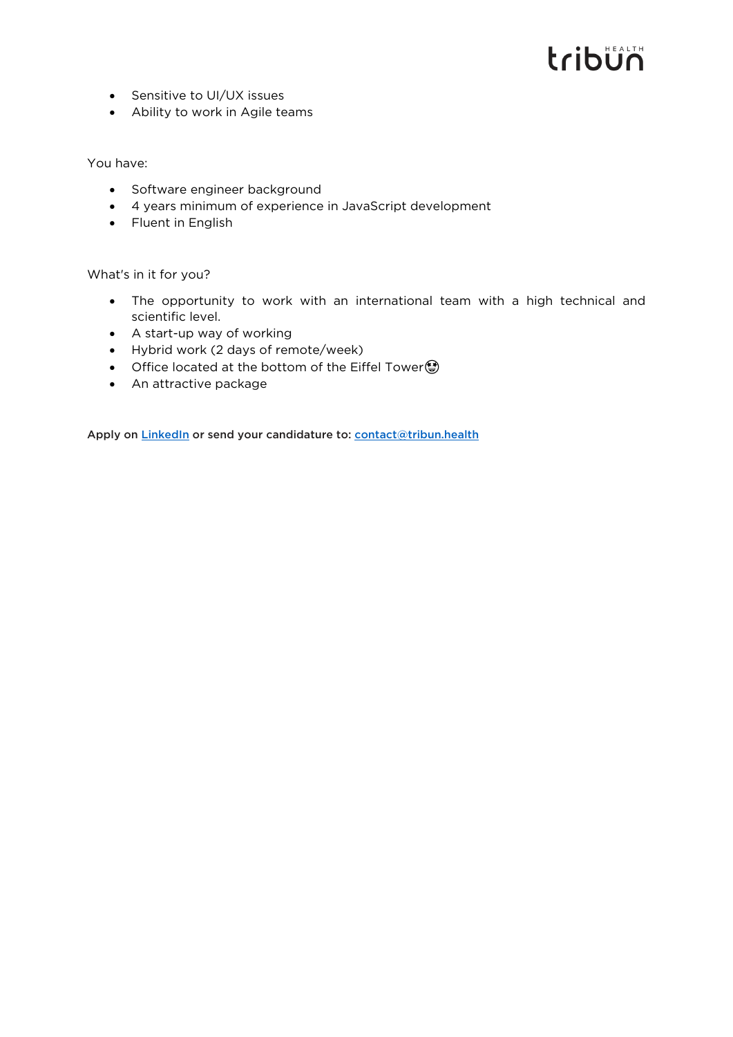- Sensitive to UI/UX issues
- Ability to work in Agile teams

You have:

- Software engineer background
- 4 years minimum of experience in JavaScript development
- Fluent in English

What's in it for you?

- The opportunity to work with an international team with a high technical and scientific level.
- A start-up way of working
- Hybrid work (2 days of remote/week)
- Office located at the bottom of the Eiffel Tower😍
- An attractive package

**Apply on [LinkedIn] or send your candidature to: contact@tribun.health**